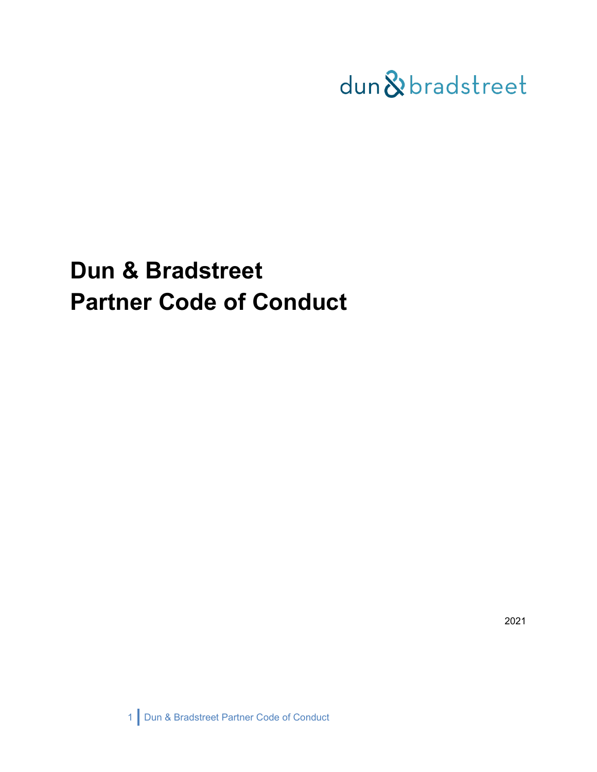dun & bradstreet

# Dun & Bradstreet
# Partner Code of Conduct

2021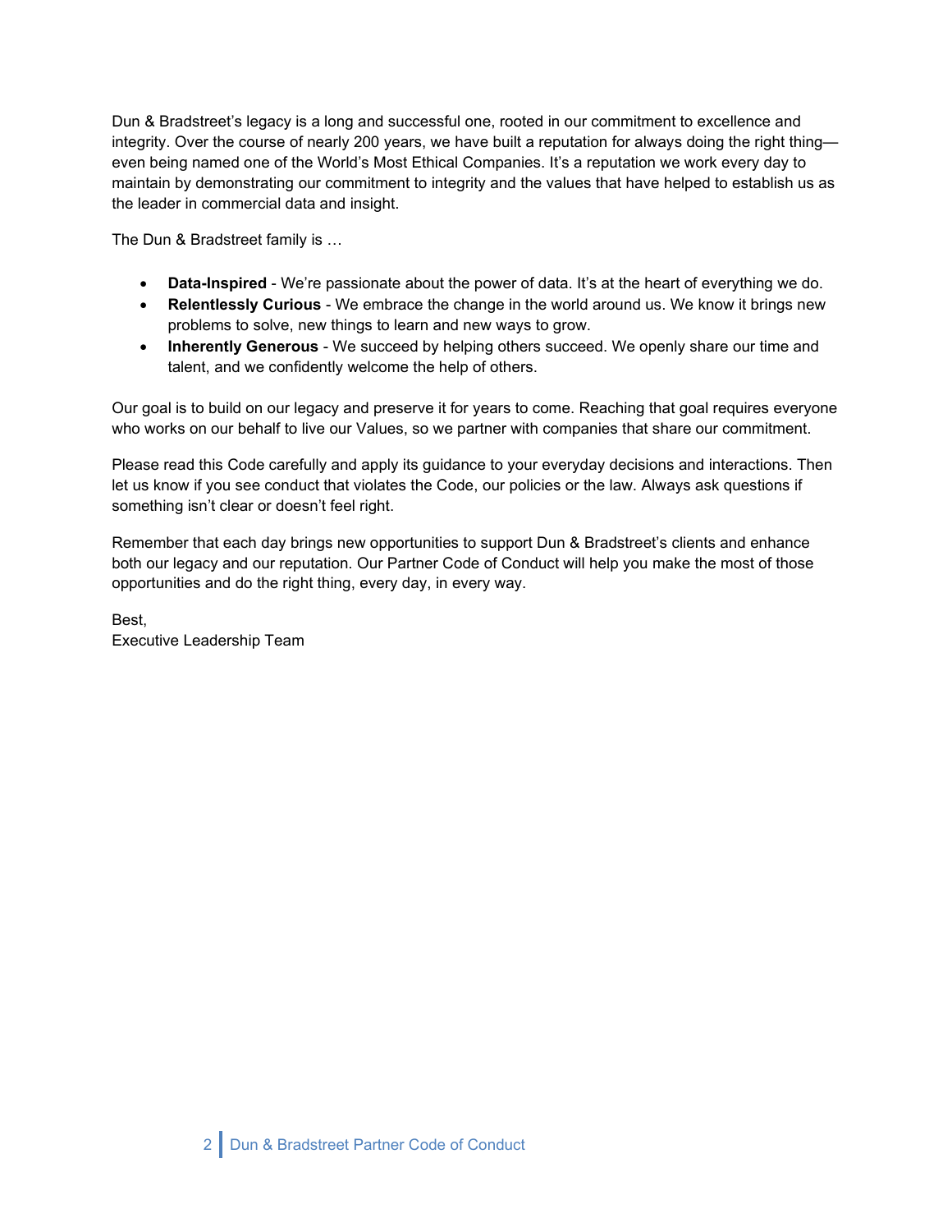Dun & Bradstreet's legacy is a long and successful one, rooted in our commitment to excellence and integrity. Over the course of nearly 200 years, we have built a reputation for always doing the right thing—even being named one of the World's Most Ethical Companies. It's a reputation we work every day to maintain by demonstrating our commitment to integrity and the values that have helped to establish us as the leader in commercial data and insight.

The Dun & Bradstreet family is …

- **Data-Inspired** - We're passionate about the power of data. It's at the heart of everything we do.
- **Relentlessly Curious** - We embrace the change in the world around us. We know it brings new problems to solve, new things to learn and new ways to grow.
- **Inherently Generous** - We succeed by helping others succeed. We openly share our time and talent, and we confidently welcome the help of others.

Our goal is to build on our legacy and preserve it for years to come. Reaching that goal requires everyone who works on our behalf to live our Values, so we partner with companies that share our commitment.

Please read this Code carefully and apply its guidance to your everyday decisions and interactions. Then let us know if you see conduct that violates the Code, our policies or the law. Always ask questions if something isn't clear or doesn't feel right.

Remember that each day brings new opportunities to support Dun & Bradstreet's clients and enhance both our legacy and our reputation. Our Partner Code of Conduct will help you make the most of those opportunities and do the right thing, every day, in every way.

Best,
Executive Leadership Team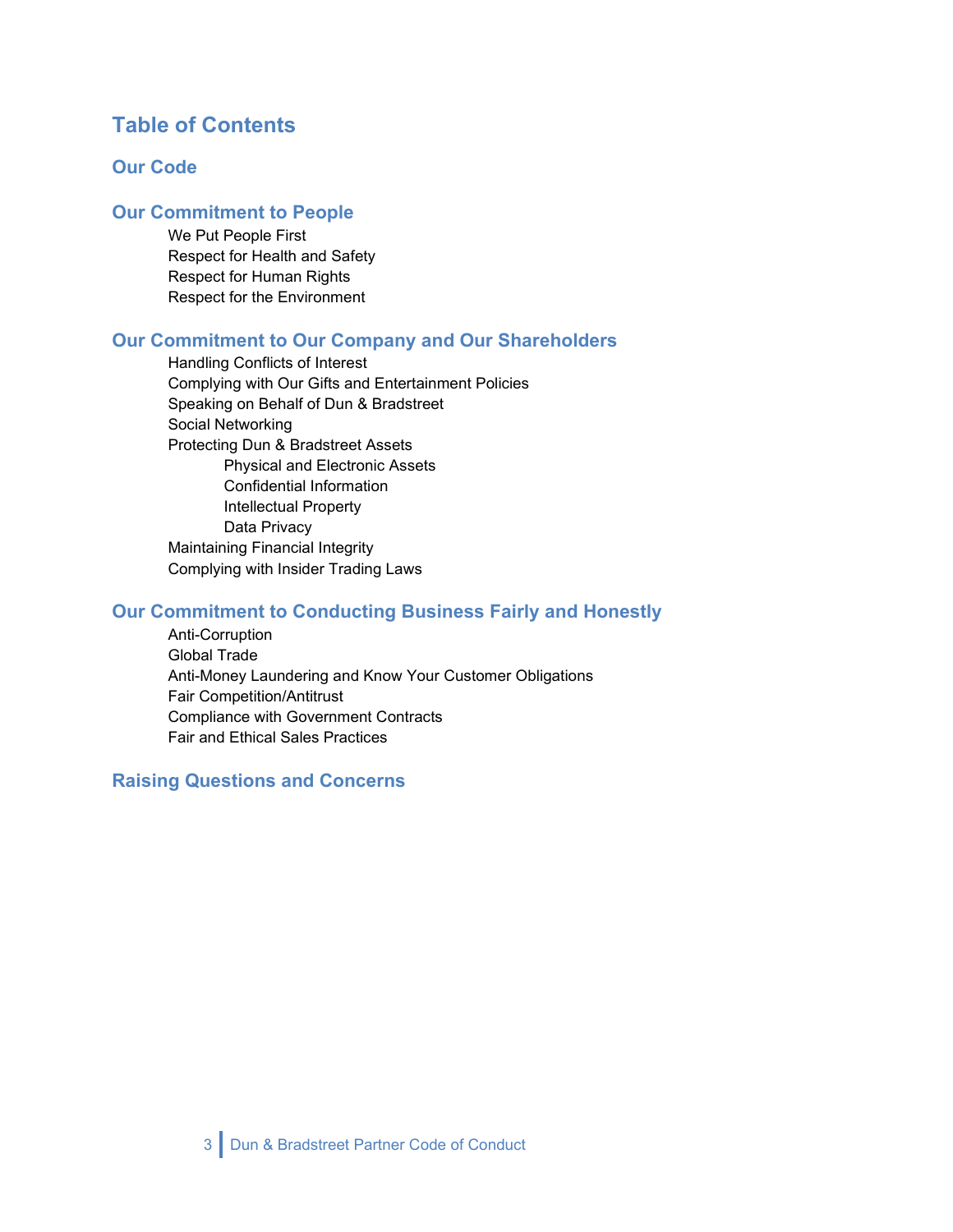# Table of Contents

## Our Code

## Our Commitment to People

- We Put People First
- Respect for Health and Safety
- Respect for Human Rights
- Respect for the Environment

## Our Commitment to Our Company and Our Shareholders

- Handling Conflicts of Interest
- Complying with Our Gifts and Entertainment Policies
- Speaking on Behalf of Dun & Bradstreet
- Social Networking
- Protecting Dun & Bradstreet Assets
  - Physical and Electronic Assets
  - Confidential Information
  - Intellectual Property
  - Data Privacy
- Maintaining Financial Integrity
- Complying with Insider Trading Laws

## Our Commitment to Conducting Business Fairly and Honestly

- Anti-Corruption
- Global Trade
- Anti-Money Laundering and Know Your Customer Obligations
- Fair Competition/Antitrust
- Compliance with Government Contracts
- Fair and Ethical Sales Practices

## Raising Questions and Concerns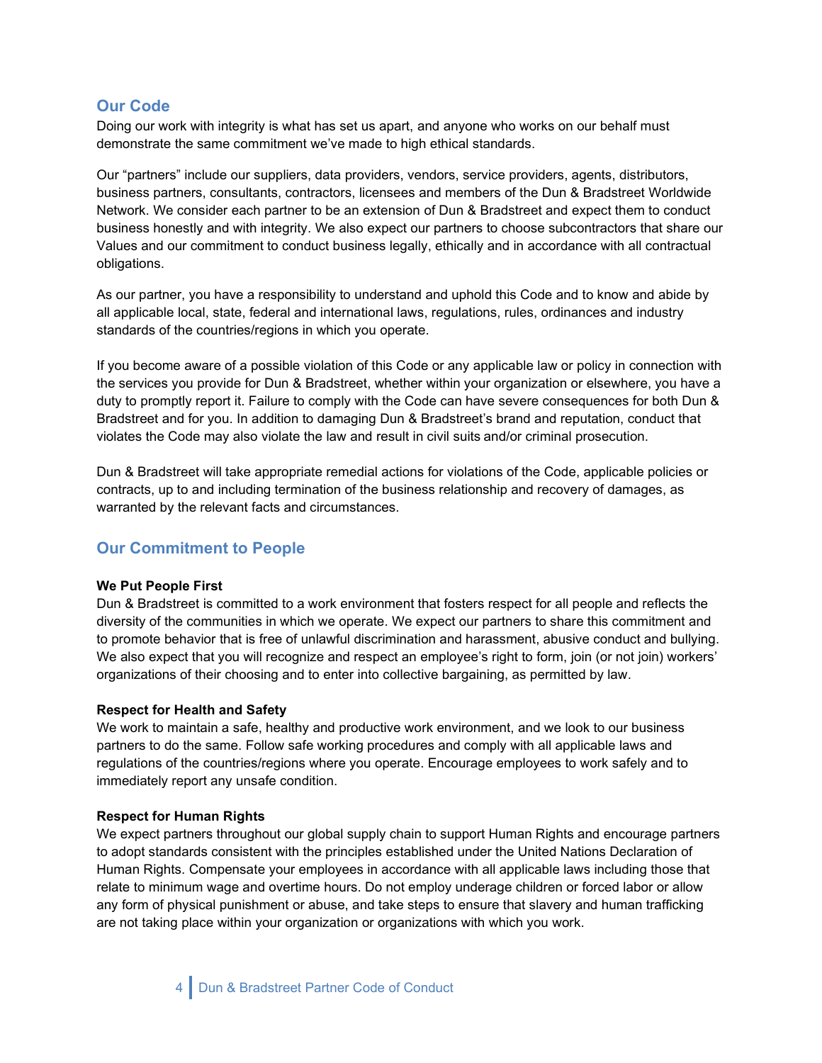## Our Code

Doing our work with integrity is what has set us apart, and anyone who works on our behalf must demonstrate the same commitment we've made to high ethical standards.

Our "partners" include our suppliers, data providers, vendors, service providers, agents, distributors, business partners, consultants, contractors, licensees and members of the Dun & Bradstreet Worldwide Network. We consider each partner to be an extension of Dun & Bradstreet and expect them to conduct business honestly and with integrity. We also expect our partners to choose subcontractors that share our Values and our commitment to conduct business legally, ethically and in accordance with all contractual obligations.

As our partner, you have a responsibility to understand and uphold this Code and to know and abide by all applicable local, state, federal and international laws, regulations, rules, ordinances and industry standards of the countries/regions in which you operate.

If you become aware of a possible violation of this Code or any applicable law or policy in connection with the services you provide for Dun & Bradstreet, whether within your organization or elsewhere, you have a duty to promptly report it. Failure to comply with the Code can have severe consequences for both Dun & Bradstreet and for you. In addition to damaging Dun & Bradstreet's brand and reputation, conduct that violates the Code may also violate the law and result in civil suits and/or criminal prosecution.

Dun & Bradstreet will take appropriate remedial actions for violations of the Code, applicable policies or contracts, up to and including termination of the business relationship and recovery of damages, as warranted by the relevant facts and circumstances.

## Our Commitment to People

**We Put People First**

Dun & Bradstreet is committed to a work environment that fosters respect for all people and reflects the diversity of the communities in which we operate. We expect our partners to share this commitment and to promote behavior that is free of unlawful discrimination and harassment, abusive conduct and bullying. We also expect that you will recognize and respect an employee's right to form, join (or not join) workers' organizations of their choosing and to enter into collective bargaining, as permitted by law.

**Respect for Health and Safety**

We work to maintain a safe, healthy and productive work environment, and we look to our business partners to do the same. Follow safe working procedures and comply with all applicable laws and regulations of the countries/regions where you operate. Encourage employees to work safely and to immediately report any unsafe condition.

**Respect for Human Rights**

We expect partners throughout our global supply chain to support Human Rights and encourage partners to adopt standards consistent with the principles established under the United Nations Declaration of Human Rights. Compensate your employees in accordance with all applicable laws including those that relate to minimum wage and overtime hours. Do not employ underage children or forced labor or allow any form of physical punishment or abuse, and take steps to ensure that slavery and human trafficking are not taking place within your organization or organizations with which you work.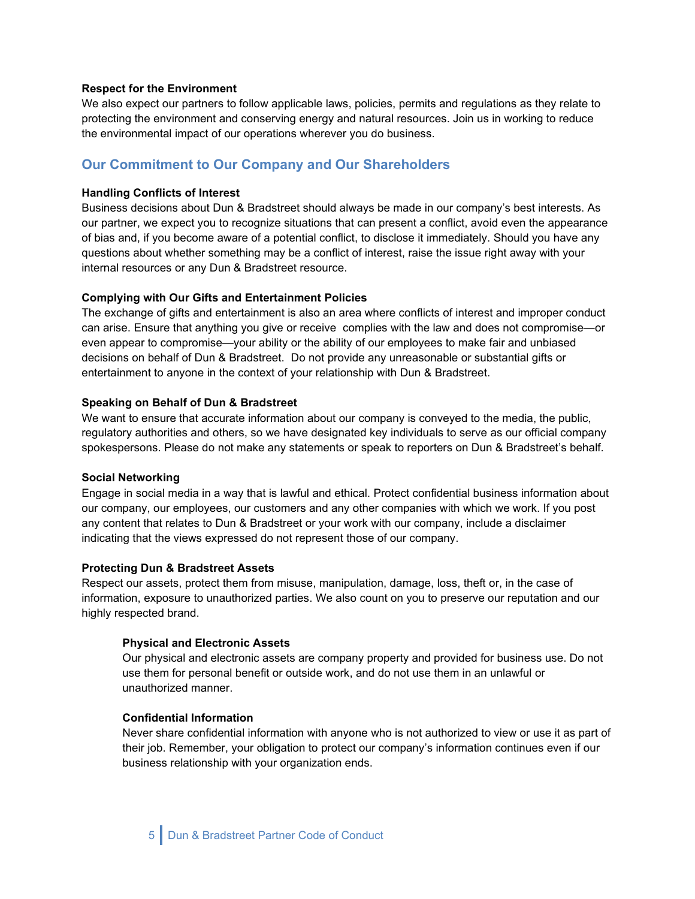**Respect for the Environment**

We also expect our partners to follow applicable laws, policies, permits and regulations as they relate to protecting the environment and conserving energy and natural resources. Join us in working to reduce the environmental impact of our operations wherever you do business.

## Our Commitment to Our Company and Our Shareholders

**Handling Conflicts of Interest**

Business decisions about Dun & Bradstreet should always be made in our company's best interests. As our partner, we expect you to recognize situations that can present a conflict, avoid even the appearance of bias and, if you become aware of a potential conflict, to disclose it immediately. Should you have any questions about whether something may be a conflict of interest, raise the issue right away with your internal resources or any Dun & Bradstreet resource.

**Complying with Our Gifts and Entertainment Policies**

The exchange of gifts and entertainment is also an area where conflicts of interest and improper conduct can arise. Ensure that anything you give or receive complies with the law and does not compromise—or even appear to compromise—your ability or the ability of our employees to make fair and unbiased decisions on behalf of Dun & Bradstreet. Do not provide any unreasonable or substantial gifts or entertainment to anyone in the context of your relationship with Dun & Bradstreet.

**Speaking on Behalf of Dun & Bradstreet**

We want to ensure that accurate information about our company is conveyed to the media, the public, regulatory authorities and others, so we have designated key individuals to serve as our official company spokespersons. Please do not make any statements or speak to reporters on Dun & Bradstreet's behalf.

**Social Networking**

Engage in social media in a way that is lawful and ethical. Protect confidential business information about our company, our employees, our customers and any other companies with which we work. If you post any content that relates to Dun & Bradstreet or your work with our company, include a disclaimer indicating that the views expressed do not represent those of our company.

**Protecting Dun & Bradstreet Assets**

Respect our assets, protect them from misuse, manipulation, damage, loss, theft or, in the case of information, exposure to unauthorized parties. We also count on you to preserve our reputation and our highly respected brand.

**Physical and Electronic Assets**

Our physical and electronic assets are company property and provided for business use. Do not use them for personal benefit or outside work, and do not use them in an unlawful or unauthorized manner.

**Confidential Information**

Never share confidential information with anyone who is not authorized to view or use it as part of their job. Remember, your obligation to protect our company's information continues even if our business relationship with your organization ends.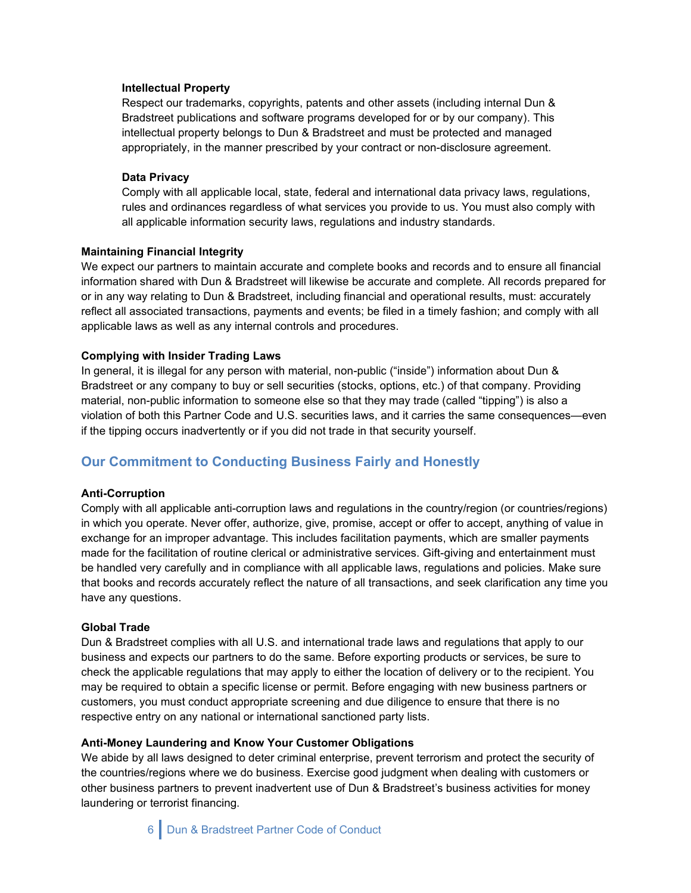#### Intellectual Property

Respect our trademarks, copyrights, patents and other assets (including internal Dun & Bradstreet publications and software programs developed for or by our company). This intellectual property belongs to Dun & Bradstreet and must be protected and managed appropriately, in the manner prescribed by your contract or non-disclosure agreement.

#### Data Privacy

Comply with all applicable local, state, federal and international data privacy laws, regulations, rules and ordinances regardless of what services you provide to us. You must also comply with all applicable information security laws, regulations and industry standards.

### Maintaining Financial Integrity

We expect our partners to maintain accurate and complete books and records and to ensure all financial information shared with Dun & Bradstreet will likewise be accurate and complete. All records prepared for or in any way relating to Dun & Bradstreet, including financial and operational results, must: accurately reflect all associated transactions, payments and events; be filed in a timely fashion; and comply with all applicable laws as well as any internal controls and procedures.

### Complying with Insider Trading Laws

In general, it is illegal for any person with material, non-public ("inside") information about Dun & Bradstreet or any company to buy or sell securities (stocks, options, etc.) of that company. Providing material, non-public information to someone else so that they may trade (called "tipping") is also a violation of both this Partner Code and U.S. securities laws, and it carries the same consequences—even if the tipping occurs inadvertently or if you did not trade in that security yourself.

## Our Commitment to Conducting Business Fairly and Honestly

### Anti-Corruption

Comply with all applicable anti-corruption laws and regulations in the country/region (or countries/regions) in which you operate. Never offer, authorize, give, promise, accept or offer to accept, anything of value in exchange for an improper advantage. This includes facilitation payments, which are smaller payments made for the facilitation of routine clerical or administrative services. Gift-giving and entertainment must be handled very carefully and in compliance with all applicable laws, regulations and policies. Make sure that books and records accurately reflect the nature of all transactions, and seek clarification any time you have any questions.

### Global Trade

Dun & Bradstreet complies with all U.S. and international trade laws and regulations that apply to our business and expects our partners to do the same. Before exporting products or services, be sure to check the applicable regulations that may apply to either the location of delivery or to the recipient. You may be required to obtain a specific license or permit. Before engaging with new business partners or customers, you must conduct appropriate screening and due diligence to ensure that there is no respective entry on any national or international sanctioned party lists.

### Anti-Money Laundering and Know Your Customer Obligations

We abide by all laws designed to deter criminal enterprise, prevent terrorism and protect the security of the countries/regions where we do business. Exercise good judgment when dealing with customers or other business partners to prevent inadvertent use of Dun & Bradstreet's business activities for money laundering or terrorist financing.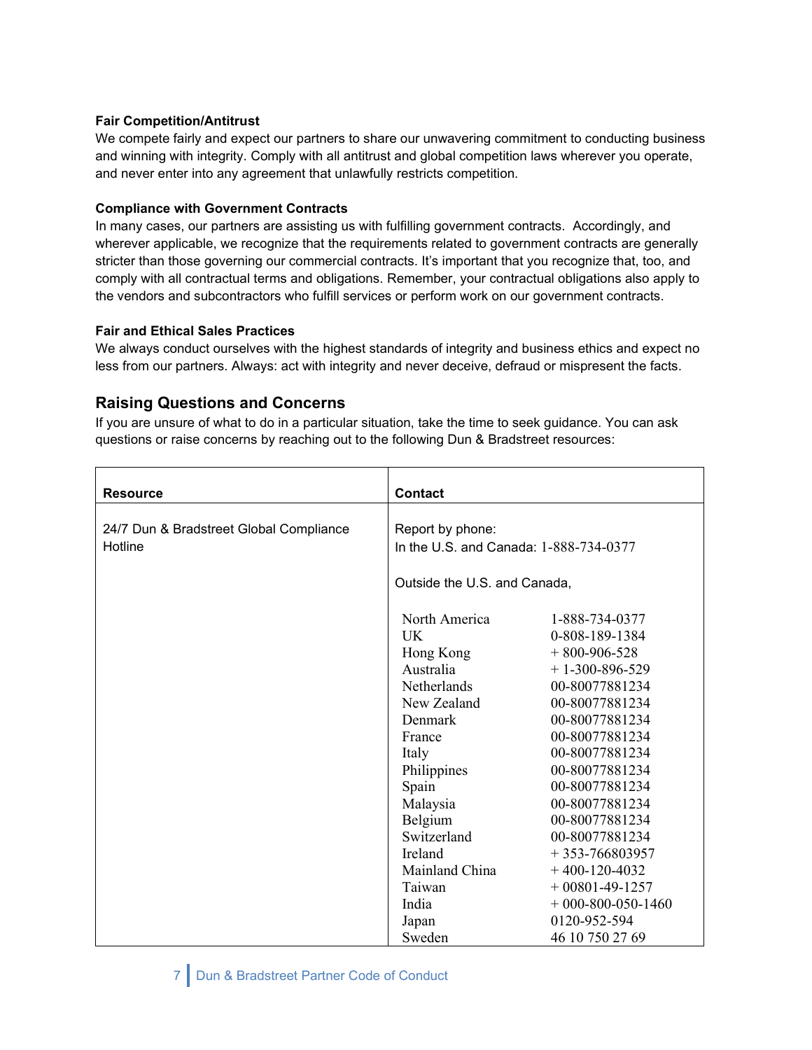### Fair Competition/Antitrust

We compete fairly and expect our partners to share our unwavering commitment to conducting business and winning with integrity. Comply with all antitrust and global competition laws wherever you operate, and never enter into any agreement that unlawfully restricts competition.

### Compliance with Government Contracts

In many cases, our partners are assisting us with fulfilling government contracts. Accordingly, and wherever applicable, we recognize that the requirements related to government contracts are generally stricter than those governing our commercial contracts. It's important that you recognize that, too, and comply with all contractual terms and obligations. Remember, your contractual obligations also apply to the vendors and subcontractors who fulfill services or perform work on our government contracts.

### Fair and Ethical Sales Practices

We always conduct ourselves with the highest standards of integrity and business ethics and expect no less from our partners. Always: act with integrity and never deceive, defraud or mispresent the facts.

## Raising Questions and Concerns

If you are unsure of what to do in a particular situation, take the time to seek guidance. You can ask questions or raise concerns by reaching out to the following Dun & Bradstreet resources:

| Resource | Contact | |
|---|---|---|
| 24/7 Dun & Bradstreet Global Compliance Hotline | Report by phone:<br>In the U.S. and Canada: 1-888-734-0377<br><br>Outside the U.S. and Canada, | |
| | North America | 1-888-734-0377 |
| | UK | 0-808-189-1384 |
| | Hong Kong | + 800-906-528 |
| | Australia | + 1-300-896-529 |
| | Netherlands | 00-80077881234 |
| | New Zealand | 00-80077881234 |
| | Denmark | 00-80077881234 |
| | France | 00-80077881234 |
| | Italy | 00-80077881234 |
| | Philippines | 00-80077881234 |
| | Spain | 00-80077881234 |
| | Malaysia | 00-80077881234 |
| | Belgium | 00-80077881234 |
| | Switzerland | 00-80077881234 |
| | Ireland | + 353-766803957 |
| | Mainland China | + 400-120-4032 |
| | Taiwan | + 00801-49-1257 |
| | India | + 000-800-050-1460 |
| | Japan | 0120-952-594 |
| | Sweden | 46 10 750 27 69 |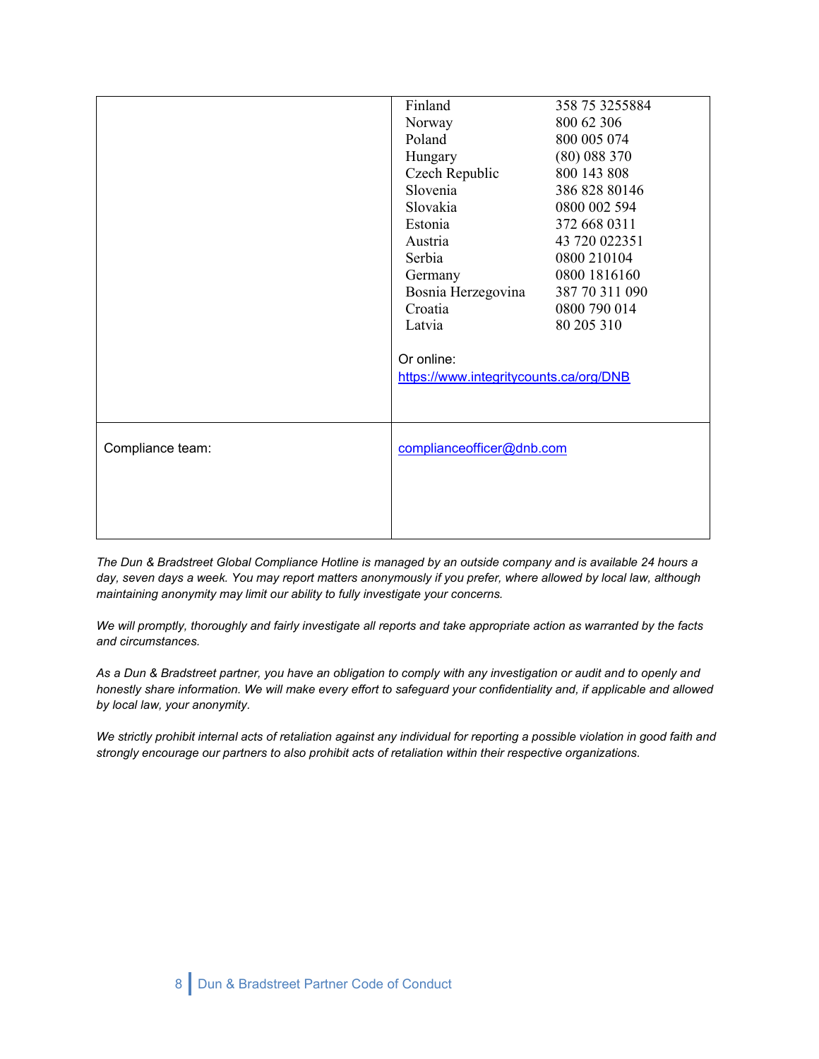| | |
|---|---|
| | Finland 358 75 3255884<br>Norway 800 62 306<br>Poland 800 005 074<br>Hungary (80) 088 370<br>Czech Republic 800 143 808<br>Slovenia 386 828 80146<br>Slovakia 0800 002 594<br>Estonia 372 668 0311<br>Austria 43 720 022351<br>Serbia 0800 210104<br>Germany 0800 1816160<br>Bosnia Herzegovina 387 70 311 090<br>Croatia 0800 790 014<br>Latvia 80 205 310<br><br>Or online:<br>https://www.integritycounts.ca/org/DNB |
| Compliance team: | complianceofficer@dnb.com |

*The Dun & Bradstreet Global Compliance Hotline is managed by an outside company and is available 24 hours a day, seven days a week. You may report matters anonymously if you prefer, where allowed by local law, although maintaining anonymity may limit our ability to fully investigate your concerns.*

*We will promptly, thoroughly and fairly investigate all reports and take appropriate action as warranted by the facts and circumstances.*

*As a Dun & Bradstreet partner, you have an obligation to comply with any investigation or audit and to openly and honestly share information. We will make every effort to safeguard your confidentiality and, if applicable and allowed by local law, your anonymity.*

*We strictly prohibit internal acts of retaliation against any individual for reporting a possible violation in good faith and strongly encourage our partners to also prohibit acts of retaliation within their respective organizations.*